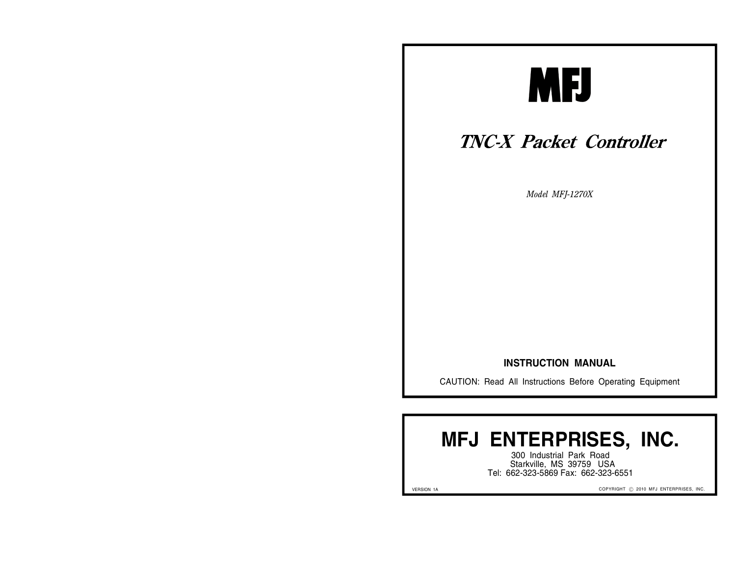# MFJ

## *TNC-X Packet Controller*

*Model MFJ-1270X*

**INSTRUCTION MANUAL**

CAUTION: Read All Instructions Before Operating Equipment

# MFJ ENTERPRISES, INC.

300 Industrial Park Road
Starkville, MS 39759 USA
Tel: 662-323-5869 Fax: 662-323-6551

VERSION 1A

COPYRIGHT © 2010 MFJ ENTERPRISES, INC.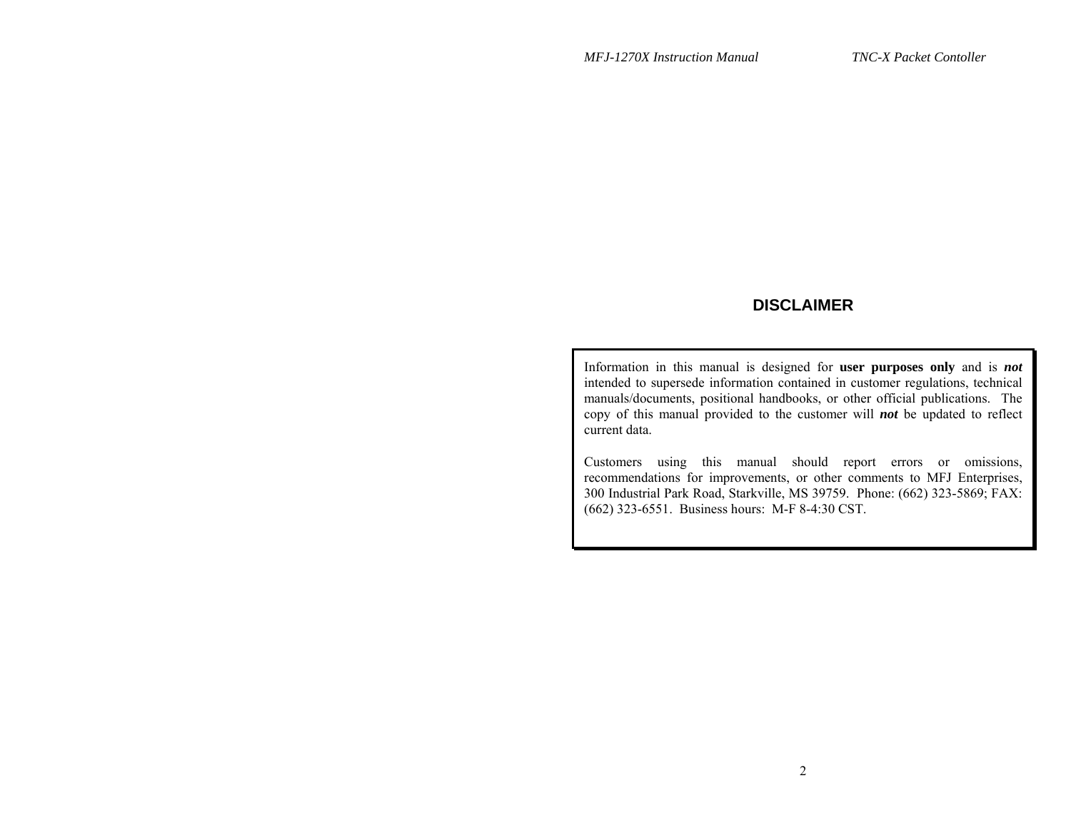## DISCLAIMER

Information in this manual is designed for **user purposes only** and is ***not*** intended to supersede information contained in customer regulations, technical manuals/documents, positional handbooks, or other official publications. The copy of this manual provided to the customer will ***not*** be updated to reflect current data.

Customers using this manual should report errors or omissions, recommendations for improvements, or other comments to MFJ Enterprises, 300 Industrial Park Road, Starkville, MS 39759. Phone: (662) 323-5869; FAX: (662) 323-6551. Business hours: M-F 8-4:30 CST.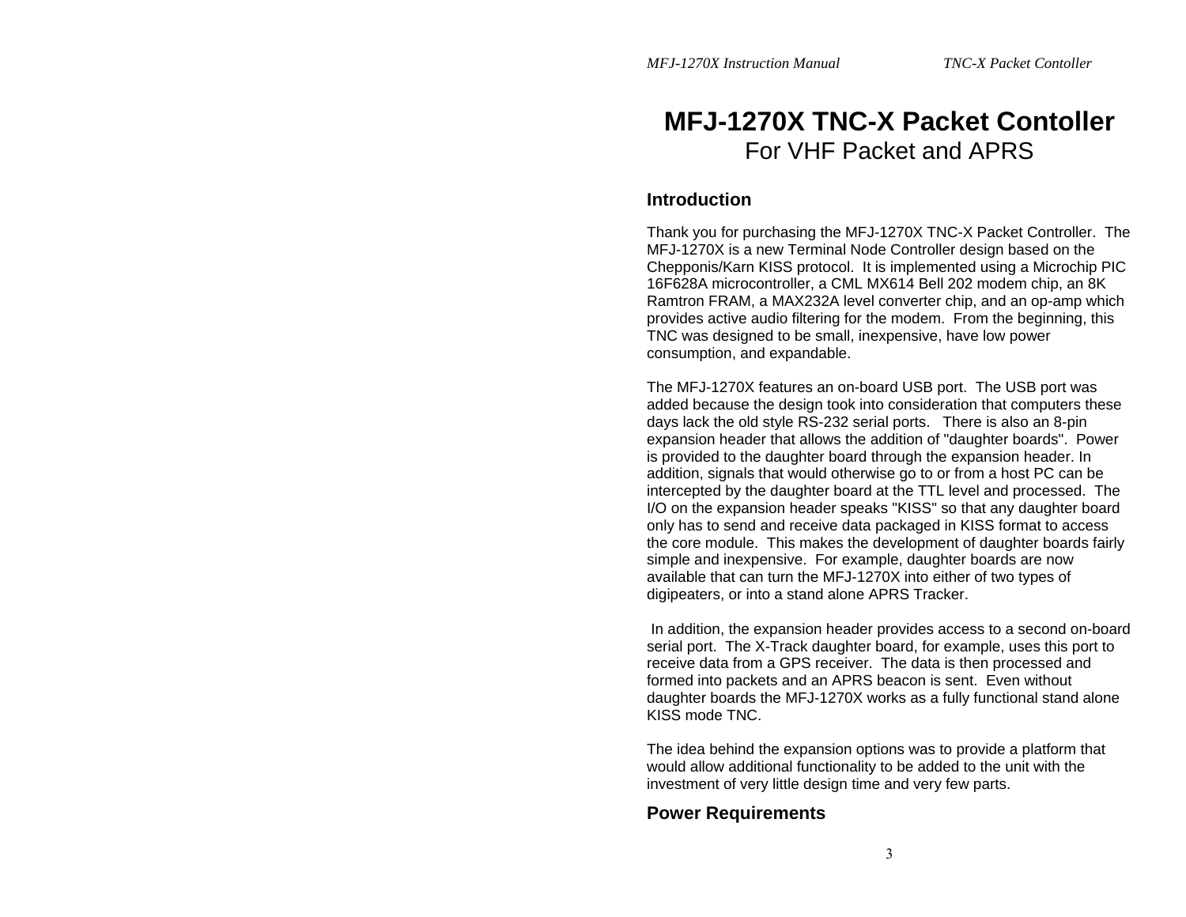# MFJ-1270X TNC-X Packet Contoller

For VHF Packet and APRS

## Introduction

Thank you for purchasing the MFJ-1270X TNC-X Packet Controller. The MFJ-1270X is a new Terminal Node Controller design based on the Chepponis/Karn KISS protocol. It is implemented using a Microchip PIC 16F628A microcontroller, a CML MX614 Bell 202 modem chip, an 8K Ramtron FRAM, a MAX232A level converter chip, and an op-amp which provides active audio filtering for the modem. From the beginning, this TNC was designed to be small, inexpensive, have low power consumption, and expandable.

The MFJ-1270X features an on-board USB port. The USB port was added because the design took into consideration that computers these days lack the old style RS-232 serial ports. There is also an 8-pin expansion header that allows the addition of "daughter boards". Power is provided to the daughter board through the expansion header. In addition, signals that would otherwise go to or from a host PC can be intercepted by the daughter board at the TTL level and processed. The I/O on the expansion header speaks "KISS" so that any daughter board only has to send and receive data packaged in KISS format to access the core module. This makes the development of daughter boards fairly simple and inexpensive. For example, daughter boards are now available that can turn the MFJ-1270X into either of two types of digipeaters, or into a stand alone APRS Tracker.

In addition, the expansion header provides access to a second on-board serial port. The X-Track daughter board, for example, uses this port to receive data from a GPS receiver. The data is then processed and formed into packets and an APRS beacon is sent. Even without daughter boards the MFJ-1270X works as a fully functional stand alone KISS mode TNC.

The idea behind the expansion options was to provide a platform that would allow additional functionality to be added to the unit with the investment of very little design time and very few parts.

## Power Requirements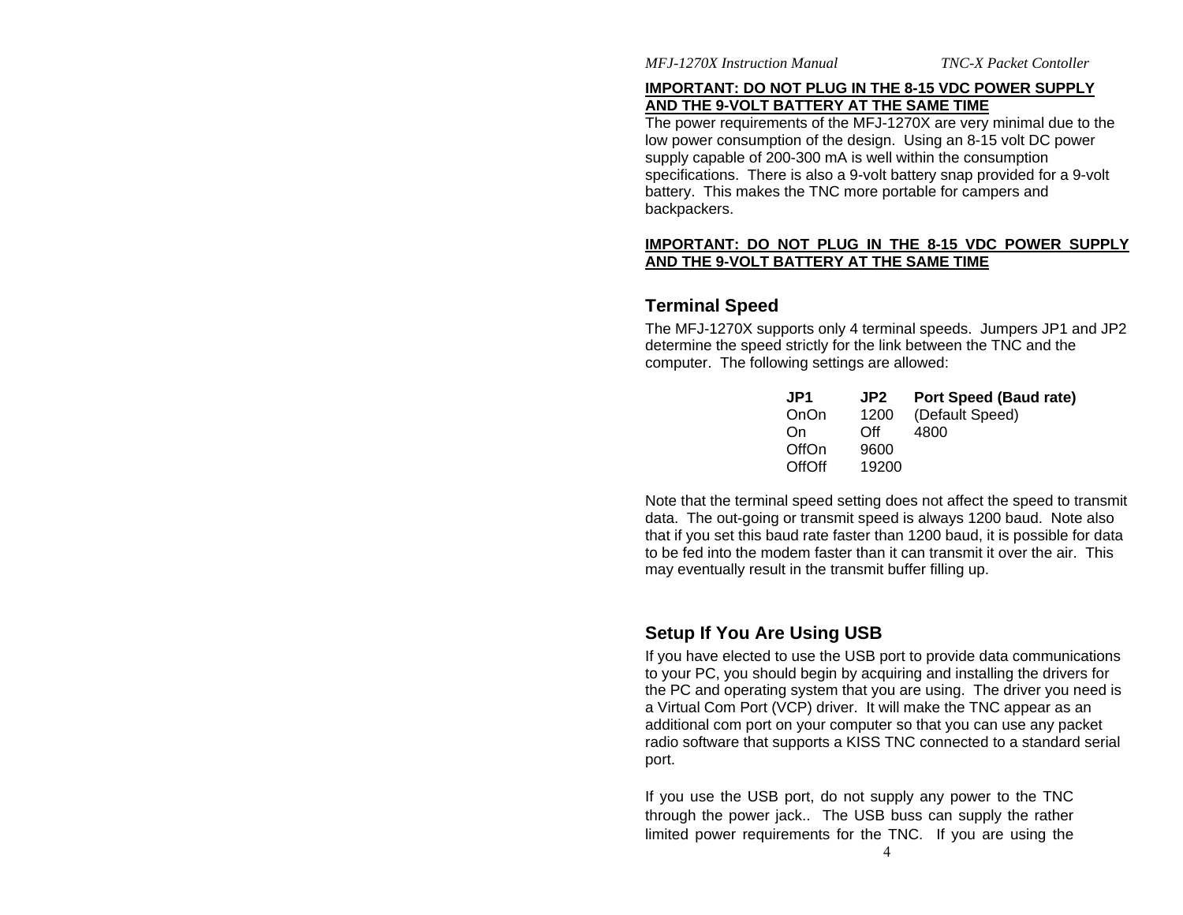**<u>IMPORTANT: DO NOT PLUG IN THE 8-15 VDC POWER SUPPLY AND THE 9-VOLT BATTERY AT THE SAME TIME</u>**

The power requirements of the MFJ-1270X are very minimal due to the low power consumption of the design. Using an 8-15 volt DC power supply capable of 200-300 mA is well within the consumption specifications. There is also a 9-volt battery snap provided for a 9-volt battery. This makes the TNC more portable for campers and backpackers.

**<u>IMPORTANT: DO NOT PLUG IN THE 8-15 VDC POWER SUPPLY AND THE 9-VOLT BATTERY AT THE SAME TIME</u>**

## Terminal Speed

The MFJ-1270X supports only 4 terminal speeds. Jumpers JP1 and JP2 determine the speed strictly for the link between the TNC and the computer. The following settings are allowed:

| JP1 | JP2 | Port Speed (Baud rate) |
|---|---|---|
| OnOn | 1200 | (Default Speed) |
| On | Off | 4800 |
| OffOn | 9600 | |
| OffOff | 19200 | |

Note that the terminal speed setting does not affect the speed to transmit data. The out-going or transmit speed is always 1200 baud. Note also that if you set this baud rate faster than 1200 baud, it is possible for data to be fed into the modem faster than it can transmit it over the air. This may eventually result in the transmit buffer filling up.

## Setup If You Are Using USB

If you have elected to use the USB port to provide data communications to your PC, you should begin by acquiring and installing the drivers for the PC and operating system that you are using. The driver you need is a Virtual Com Port (VCP) driver. It will make the TNC appear as an additional com port on your computer so that you can use any packet radio software that supports a KISS TNC connected to a standard serial port.

If you use the USB port, do not supply any power to the TNC through the power jack.. The USB buss can supply the rather limited power requirements for the TNC. If you are using the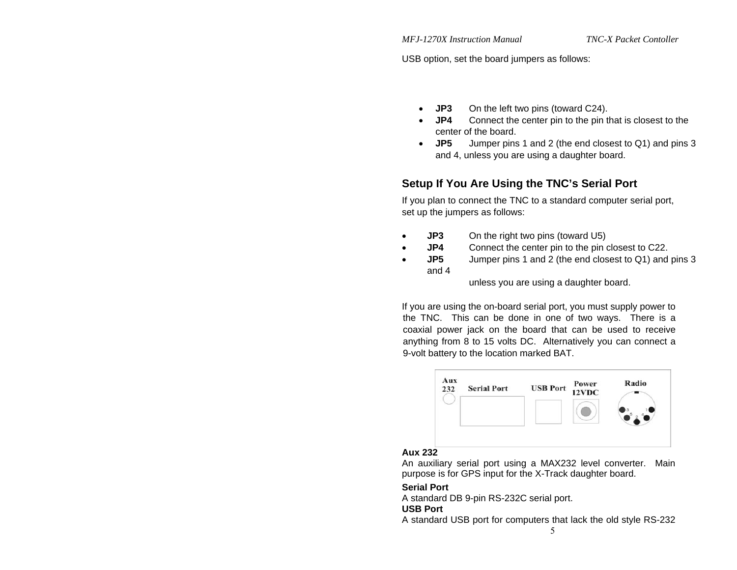USB option, set the board jumpers as follows:

- **JP3** On the left two pins (toward C24).
- **JP4** Connect the center pin to the pin that is closest to the center of the board.
- **JP5** Jumper pins 1 and 2 (the end closest to Q1) and pins 3 and 4, unless you are using a daughter board.

## Setup If You Are Using the TNC's Serial Port

If you plan to connect the TNC to a standard computer serial port, set up the jumpers as follows:

- **JP3** On the right two pins (toward U5)
- **JP4** Connect the center pin to the pin closest to C22.
- **JP5** Jumper pins 1 and 2 (the end closest to Q1) and pins 3 and 4 unless you are using a daughter board.

If you are using the on-board serial port, you must supply power to the TNC. This can be done in one of two ways. There is a coaxial power jack on the board that can be used to receive anything from 8 to 15 volts DC. Alternatively you can connect a 9-volt battery to the location marked BAT.

Aux 232 | Serial Port | USB Port | Power 12VDC | Radio

**Aux 232**
An auxiliary serial port using a MAX232 level converter. Main purpose is for GPS input for the X-Track daughter board.

**Serial Port**
A standard DB 9-pin RS-232C serial port.

**USB Port**
A standard USB port for computers that lack the old style RS-232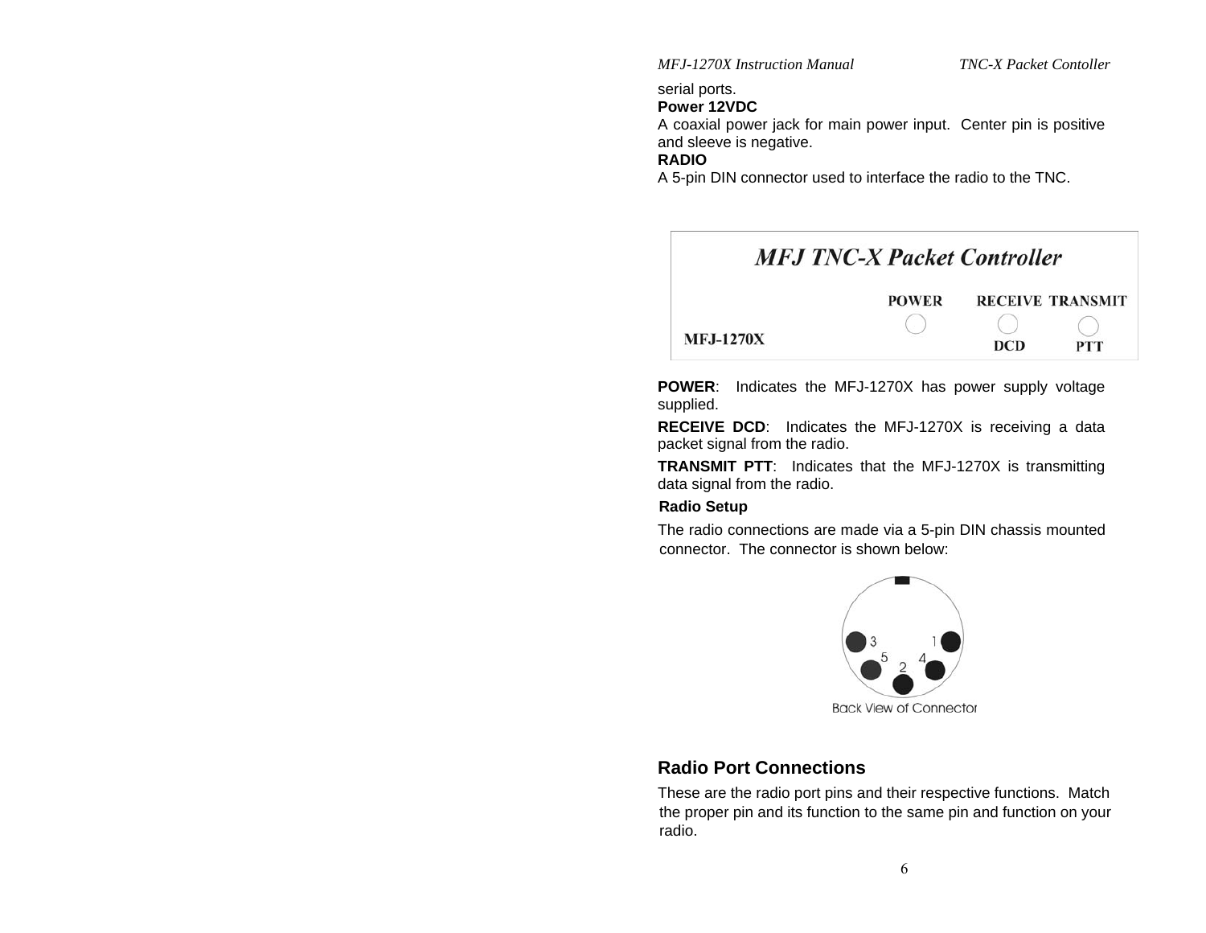serial ports.

**Power 12VDC**

A coaxial power jack for main power input. Center pin is positive and sleeve is negative.

**RADIO**

A 5-pin DIN connector used to interface the radio to the TNC.

**POWER**: Indicates the MFJ-1270X has power supply voltage supplied.

**RECEIVE DCD**: Indicates the MFJ-1270X is receiving a data packet signal from the radio.

**TRANSMIT PTT**: Indicates that the MFJ-1270X is transmitting data signal from the radio.

**Radio Setup**

The radio connections are made via a 5-pin DIN chassis mounted connector. The connector is shown below:

Back View of Connector

## Radio Port Connections

These are the radio port pins and their respective functions. Match the proper pin and its function to the same pin and function on your radio.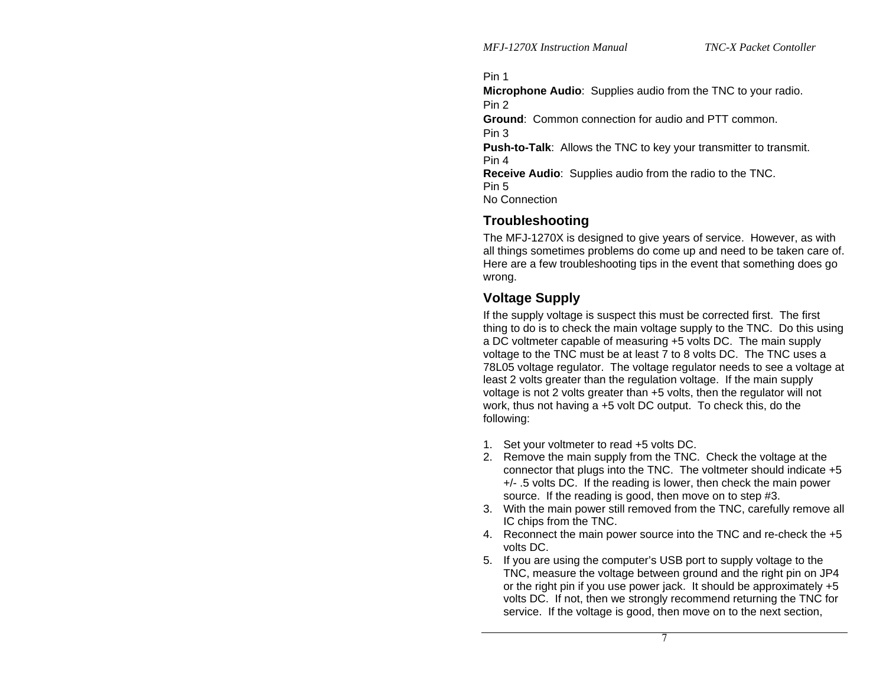Pin 1
**Microphone Audio**: Supplies audio from the TNC to your radio.
Pin 2
**Ground**: Common connection for audio and PTT common.
Pin 3
**Push-to-Talk**: Allows the TNC to key your transmitter to transmit.
Pin 4
**Receive Audio**: Supplies audio from the radio to the TNC.
Pin 5
No Connection

## Troubleshooting

The MFJ-1270X is designed to give years of service. However, as with all things sometimes problems do come up and need to be taken care of. Here are a few troubleshooting tips in the event that something does go wrong.

## Voltage Supply

If the supply voltage is suspect this must be corrected first. The first thing to do is to check the main voltage supply to the TNC. Do this using a DC voltmeter capable of measuring +5 volts DC. The main supply voltage to the TNC must be at least 7 to 8 volts DC. The TNC uses a 78L05 voltage regulator. The voltage regulator needs to see a voltage at least 2 volts greater than the regulation voltage. If the main supply voltage is not 2 volts greater than +5 volts, then the regulator will not work, thus not having a +5 volt DC output. To check this, do the following:

1. Set your voltmeter to read +5 volts DC.
2. Remove the main supply from the TNC. Check the voltage at the connector that plugs into the TNC. The voltmeter should indicate +5 +/- .5 volts DC. If the reading is lower, then check the main power source. If the reading is good, then move on to step #3.
3. With the main power still removed from the TNC, carefully remove all IC chips from the TNC.
4. Reconnect the main power source into the TNC and re-check the +5 volts DC.
5. If you are using the computer's USB port to supply voltage to the TNC, measure the voltage between ground and the right pin on JP4 or the right pin if you use power jack. It should be approximately +5 volts DC. If not, then we strongly recommend returning the TNC for service. If the voltage is good, then move on to the next section,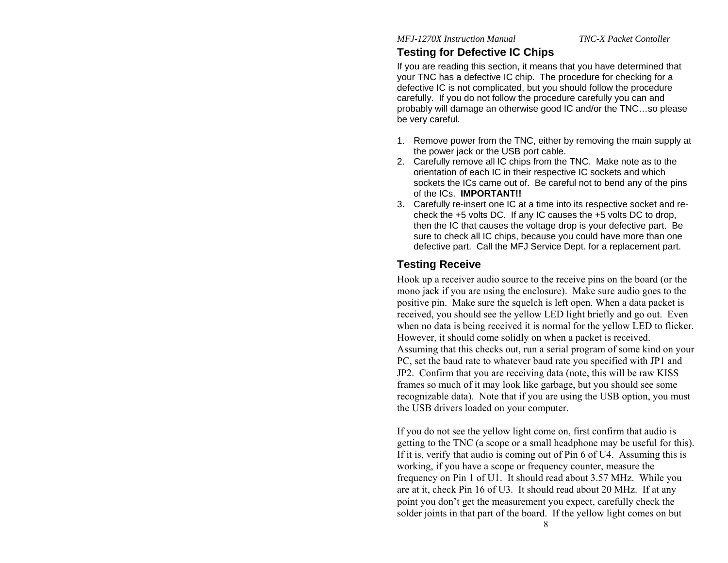## Testing for Defective IC Chips

If you are reading this section, it means that you have determined that your TNC has a defective IC chip. The procedure for checking for a defective IC is not complicated, but you should follow the procedure carefully. If you do not follow the procedure carefully you can and probably will damage an otherwise good IC and/or the TNC…so please be very careful.

1. Remove power from the TNC, either by removing the main supply at the power jack or the USB port cable.
2. Carefully remove all IC chips from the TNC. Make note as to the orientation of each IC in their respective IC sockets and which sockets the ICs came out of. Be careful not to bend any of the pins of the ICs. **IMPORTANT!!**
3. Carefully re-insert one IC at a time into its respective socket and re-check the +5 volts DC. If any IC causes the +5 volts DC to drop, then the IC that causes the voltage drop is your defective part. Be sure to check all IC chips, because you could have more than one defective part. Call the MFJ Service Dept. for a replacement part.

## Testing Receive

Hook up a receiver audio source to the receive pins on the board (or the mono jack if you are using the enclosure). Make sure audio goes to the positive pin. Make sure the squelch is left open. When a data packet is received, you should see the yellow LED light briefly and go out. Even when no data is being received it is normal for the yellow LED to flicker. However, it should come solidly on when a packet is received. Assuming that this checks out, run a serial program of some kind on your PC, set the baud rate to whatever baud rate you specified with JP1 and JP2. Confirm that you are receiving data (note, this will be raw KISS frames so much of it may look like garbage, but you should see some recognizable data). Note that if you are using the USB option, you must the USB drivers loaded on your computer.

If you do not see the yellow light come on, first confirm that audio is getting to the TNC (a scope or a small headphone may be useful for this). If it is, verify that audio is coming out of Pin 6 of U4. Assuming this is working, if you have a scope or frequency counter, measure the frequency on Pin 1 of U1. It should read about 3.57 MHz. While you are at it, check Pin 16 of U3. It should read about 20 MHz. If at any point you don't get the measurement you expect, carefully check the solder joints in that part of the board. If the yellow light comes on but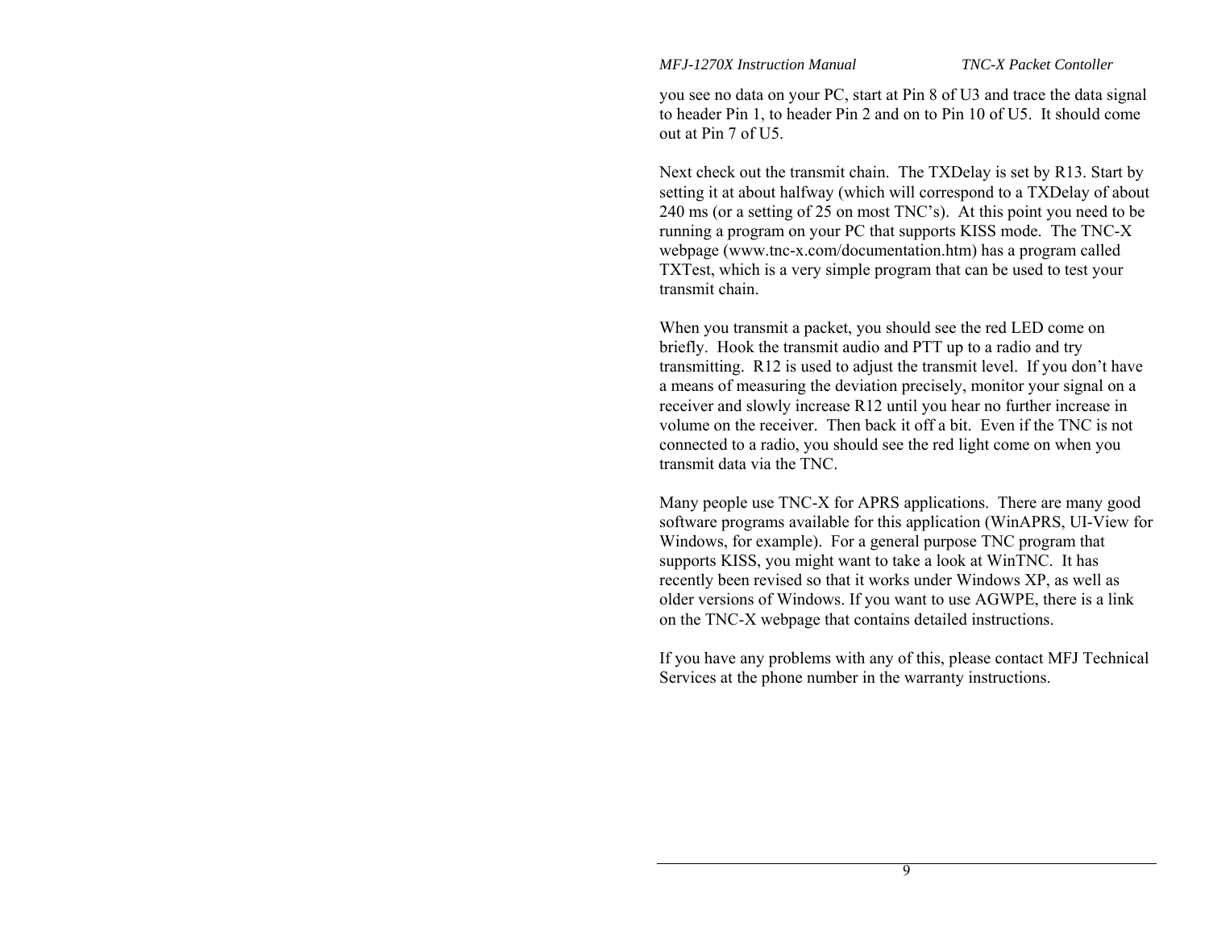you see no data on your PC, start at Pin 8 of U3 and trace the data signal to header Pin 1, to header Pin 2 and on to Pin 10 of U5. It should come out at Pin 7 of U5.

Next check out the transmit chain. The TXDelay is set by R13. Start by setting it at about halfway (which will correspond to a TXDelay of about 240 ms (or a setting of 25 on most TNC's). At this point you need to be running a program on your PC that supports KISS mode. The TNC-X webpage (www.tnc-x.com/documentation.htm) has a program called TXTest, which is a very simple program that can be used to test your transmit chain.

When you transmit a packet, you should see the red LED come on briefly. Hook the transmit audio and PTT up to a radio and try transmitting. R12 is used to adjust the transmit level. If you don't have a means of measuring the deviation precisely, monitor your signal on a receiver and slowly increase R12 until you hear no further increase in volume on the receiver. Then back it off a bit. Even if the TNC is not connected to a radio, you should see the red light come on when you transmit data via the TNC.

Many people use TNC-X for APRS applications. There are many good software programs available for this application (WinAPRS, UI-View for Windows, for example). For a general purpose TNC program that supports KISS, you might want to take a look at WinTNC. It has recently been revised so that it works under Windows XP, as well as older versions of Windows. If you want to use AGWPE, there is a link on the TNC-X webpage that contains detailed instructions.

If you have any problems with any of this, please contact MFJ Technical Services at the phone number in the warranty instructions.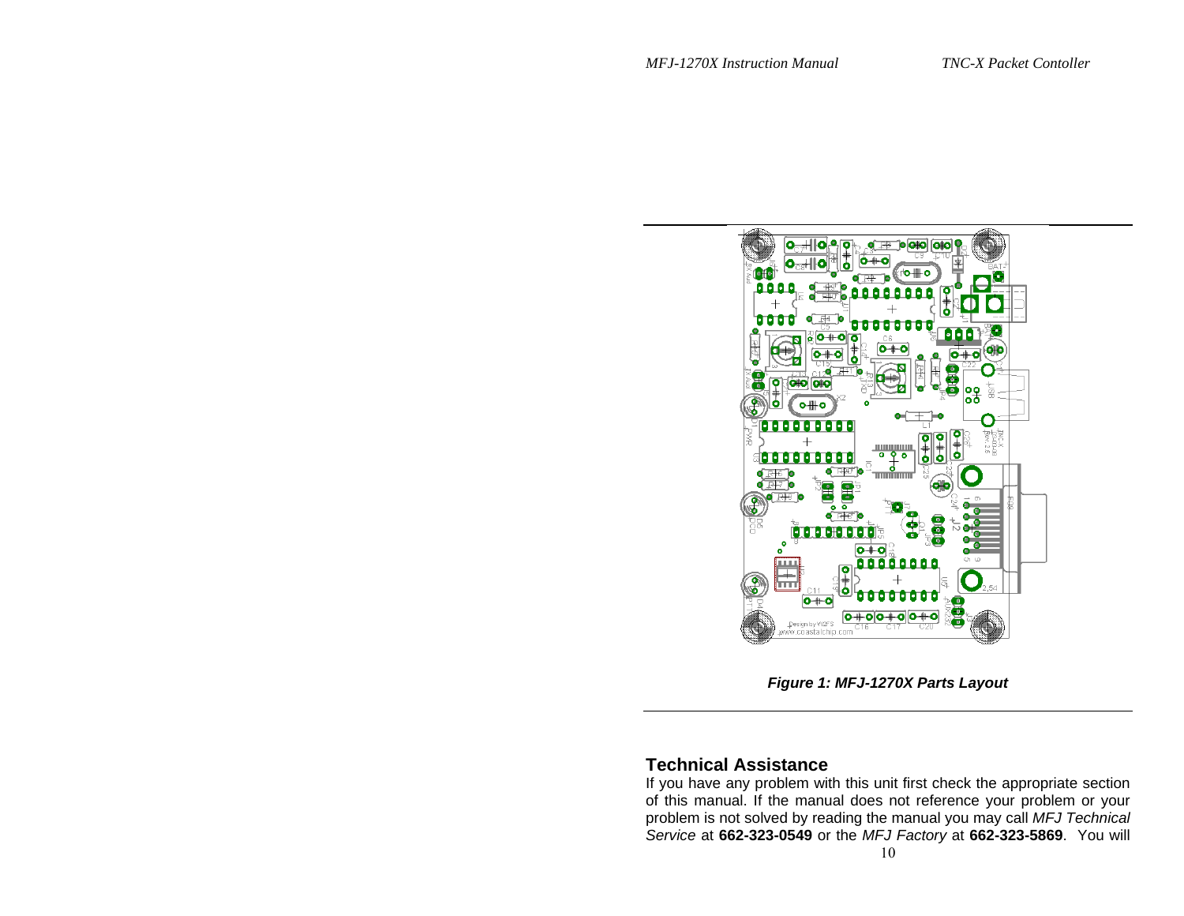**Figure 1: MFJ-1270X Parts Layout**

## Technical Assistance

If you have any problem with this unit first check the appropriate section of this manual. If the manual does not reference your problem or your problem is not solved by reading the manual you may call *MFJ Technical Service* at **662-323-0549** or the *MFJ Factory* at **662-323-5869**. You will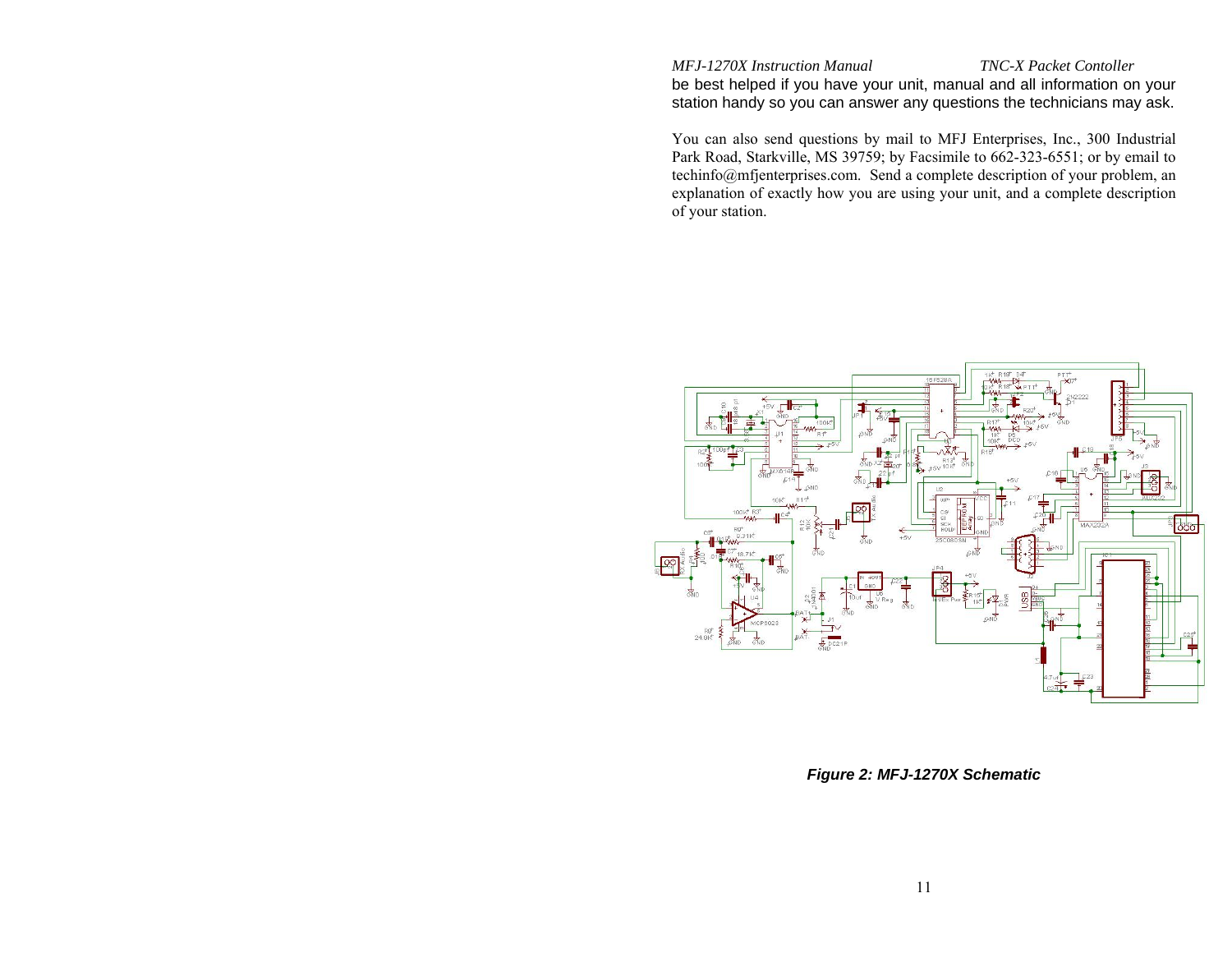be best helped if you have your unit, manual and all information on your station handy so you can answer any questions the technicians may ask.

You can also send questions by mail to MFJ Enterprises, Inc., 300 Industrial Park Road, Starkville, MS 39759; by Facsimile to 662-323-6551; or by email to techinfo@mfjenterprises.com. Send a complete description of your problem, an explanation of exactly how you are using your unit, and a complete description of your station.

***Figure 2: MFJ-1270X Schematic***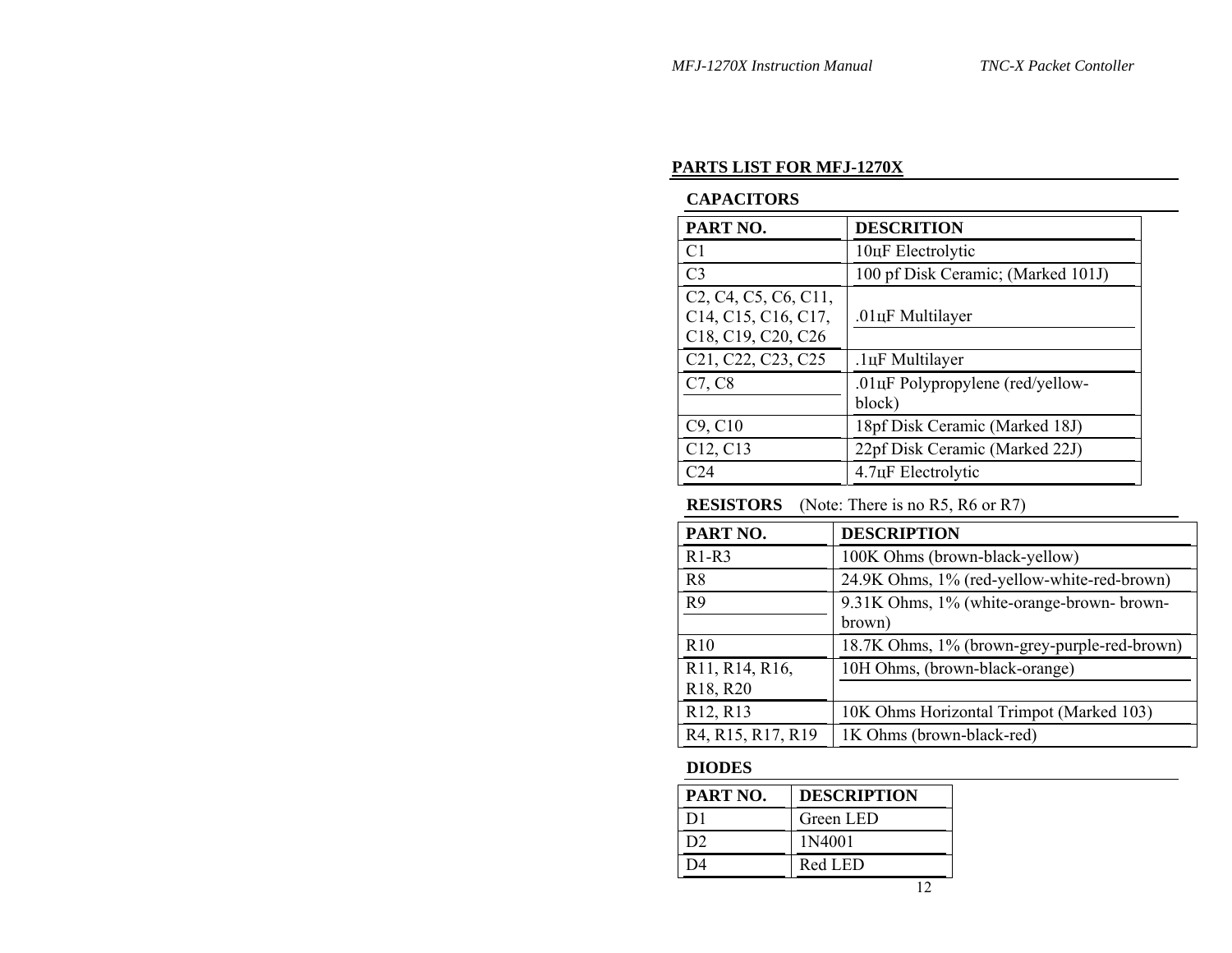## PARTS LIST FOR MFJ-1270X

### CAPACITORS

| PART NO. | DESCRITION |
|---|---|
| C1 | 10цF Electrolytic |
| C3 | 100 pf Disk Ceramic; (Marked 101J) |
| C2, C4, C5, C6, C11, C14, C15, C16, C17, C18, C19, C20, C26 | .01цF Multilayer |
| C21, C22, C23, C25 | .1цF Multilayer |
| C7, C8 | .01цF Polypropylene (red/yellow-block) |
| C9, C10 | 18pf Disk Ceramic (Marked 18J) |
| C12, C13 | 22pf Disk Ceramic (Marked 22J) |
| C24 | 4.7цF Electrolytic |

### RESISTORS (Note: There is no R5, R6 or R7)

| PART NO. | DESCRIPTION |
|---|---|
| R1-R3 | 100K Ohms (brown-black-yellow) |
| R8 | 24.9K Ohms, 1% (red-yellow-white-red-brown) |
| R9 | 9.31K Ohms, 1% (white-orange-brown- brown-brown) |
| R10 | 18.7K Ohms, 1% (brown-grey-purple-red-brown) |
| R11, R14, R16, R18, R20 | 10H Ohms, (brown-black-orange) |
| R12, R13 | 10K Ohms Horizontal Trimpot (Marked 103) |
| R4, R15, R17, R19 | 1K Ohms (brown-black-red) |

### DIODES

| PART NO. | DESCRIPTION |
|---|---|
| D1 | Green LED |
| D2 | 1N4001 |
| D4 | Red LED |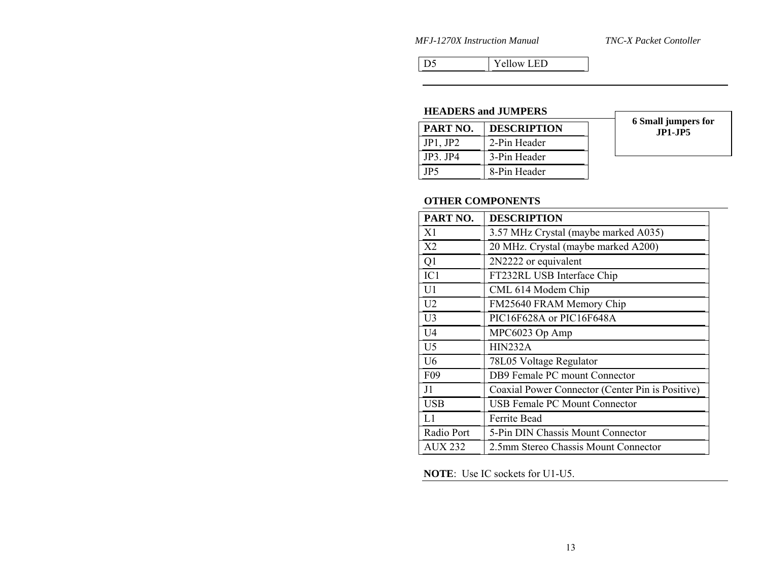| D5 | Yellow LED |
|---|---|

---

## HEADERS and JUMPERS

| PART NO. | DESCRIPTION |
|---|---|
| JP1, JP2 | 2-Pin Header |
| JP3. JP4 | 3-Pin Header |
| JP5 | 8-Pin Header |

**6 Small jumpers for JP1-JP5**

## OTHER COMPONENTS

| PART NO. | DESCRIPTION |
|---|---|
| X1 | 3.57 MHz Crystal (maybe marked A035) |
| X2 | 20 MHz. Crystal (maybe marked A200) |
| Q1 | 2N2222 or equivalent |
| IC1 | FT232RL USB Interface Chip |
| U1 | CML 614 Modem Chip |
| U2 | FM25640 FRAM Memory Chip |
| U3 | PIC16F628A or PIC16F648A |
| U4 | MPC6023 Op Amp |
| U5 | HIN232A |
| U6 | 78L05 Voltage Regulator |
| F09 | DB9 Female PC mount Connector |
| J1 | Coaxial Power Connector (Center Pin is Positive) |
| USB | USB Female PC Mount Connector |
| L1 | Ferrite Bead |
| Radio Port | 5-Pin DIN Chassis Mount Connector |
| AUX 232 | 2.5mm Stereo Chassis Mount Connector |

**NOTE**: Use IC sockets for U1-U5.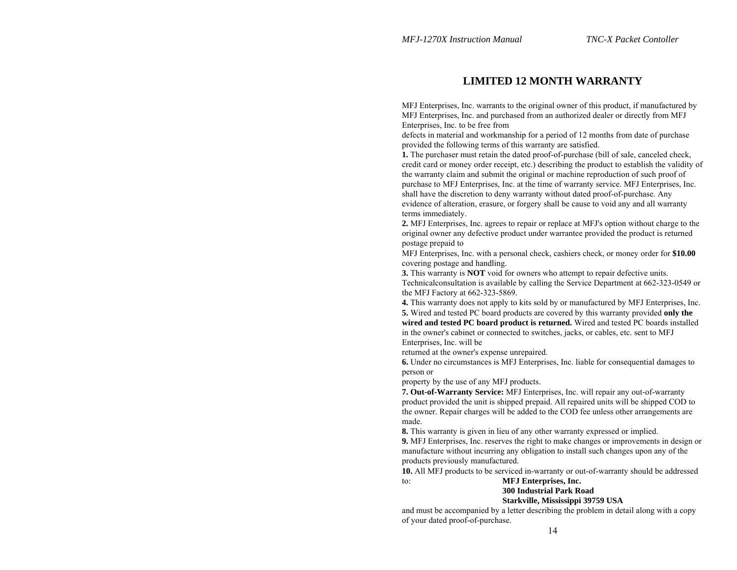# LIMITED 12 MONTH WARRANTY

MFJ Enterprises, Inc. warrants to the original owner of this product, if manufactured by MFJ Enterprises, Inc. and purchased from an authorized dealer or directly from MFJ Enterprises, Inc. to be free from defects in material and workmanship for a period of 12 months from date of purchase provided the following terms of this warranty are satisfied.

**1.** The purchaser must retain the dated proof-of-purchase (bill of sale, canceled check, credit card or money order receipt, etc.) describing the product to establish the validity of the warranty claim and submit the original or machine reproduction of such proof of purchase to MFJ Enterprises, Inc. at the time of warranty service. MFJ Enterprises, Inc. shall have the discretion to deny warranty without dated proof-of-purchase. Any evidence of alteration, erasure, or forgery shall be cause to void any and all warranty terms immediately.

**2.** MFJ Enterprises, Inc. agrees to repair or replace at MFJ's option without charge to the original owner any defective product under warrantee provided the product is returned postage prepaid to MFJ Enterprises, Inc. with a personal check, cashiers check, or money order for **$10.00** covering postage and handling.

**3.** This warranty is **NOT** void for owners who attempt to repair defective units. Technicalconsultation is available by calling the Service Department at 662-323-0549 or the MFJ Factory at 662-323-5869.

**4.** This warranty does not apply to kits sold by or manufactured by MFJ Enterprises, Inc.

**5.** Wired and tested PC board products are covered by this warranty provided **only the wired and tested PC board product is returned.** Wired and tested PC boards installed in the owner's cabinet or connected to switches, jacks, or cables, etc. sent to MFJ Enterprises, Inc. will be returned at the owner's expense unrepaired.

**6.** Under no circumstances is MFJ Enterprises, Inc. liable for consequential damages to person or property by the use of any MFJ products.

**7. Out-of-Warranty Service:** MFJ Enterprises, Inc. will repair any out-of-warranty product provided the unit is shipped prepaid. All repaired units will be shipped COD to the owner. Repair charges will be added to the COD fee unless other arrangements are made.

**8.** This warranty is given in lieu of any other warranty expressed or implied.

**9.** MFJ Enterprises, Inc. reserves the right to make changes or improvements in design or manufacture without incurring any obligation to install such changes upon any of the products previously manufactured.

**10.** All MFJ products to be serviced in-warranty or out-of-warranty should be addressed to:

**MFJ Enterprises, Inc.**
**300 Industrial Park Road**
**Starkville, Mississippi 39759 USA**

and must be accompanied by a letter describing the problem in detail along with a copy of your dated proof-of-purchase.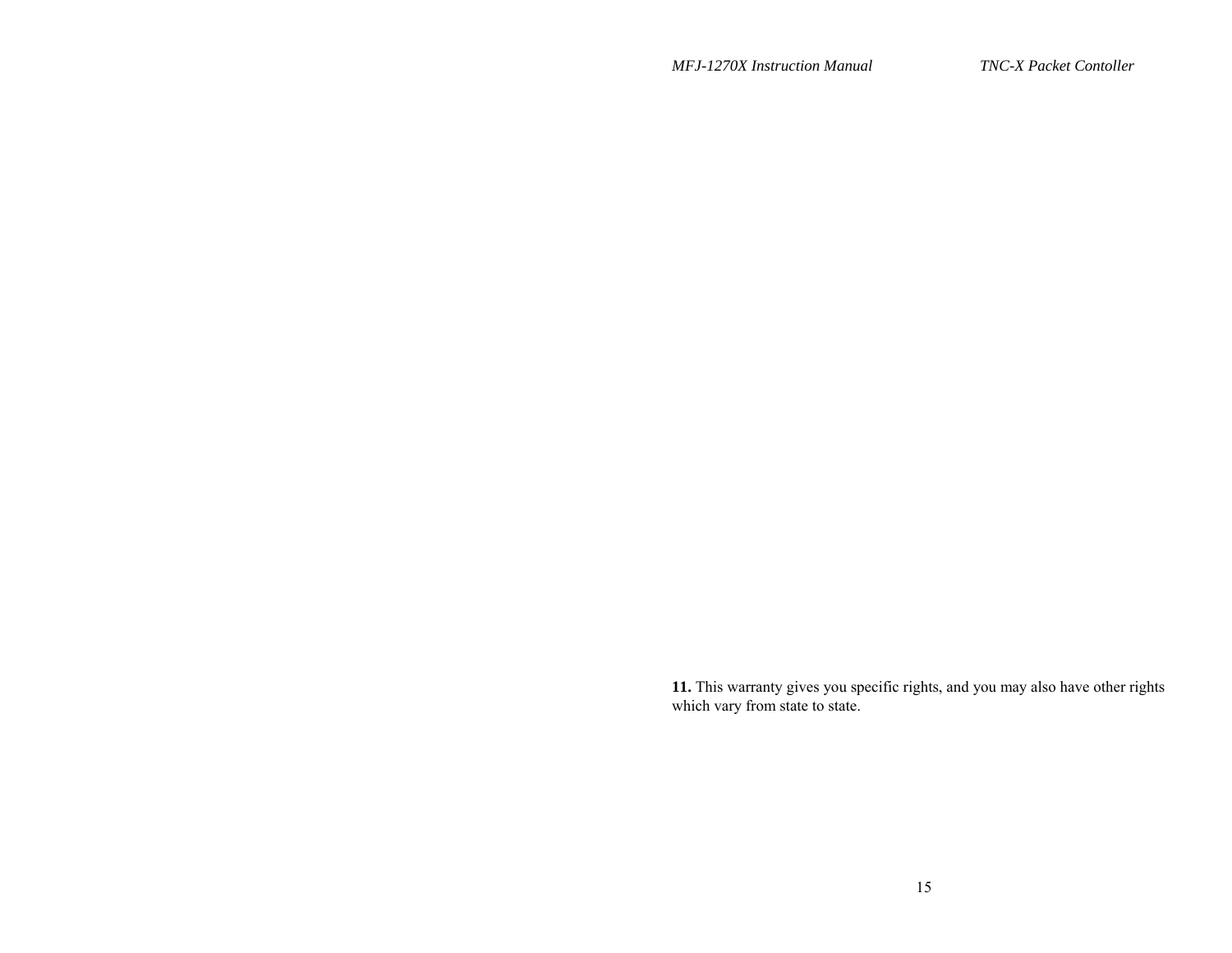**11.** This warranty gives you specific rights, and you may also have other rights which vary from state to state.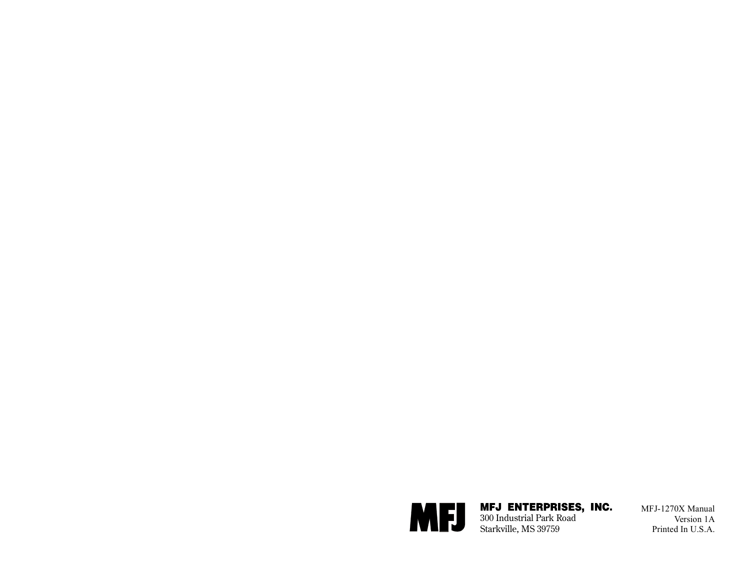**MFJ**

**MFJ ENTERPRISES, INC.**
300 Industrial Park Road
Starkville, MS 39759

MFJ-1270X Manual
Version 1A
Printed In U.S.A.